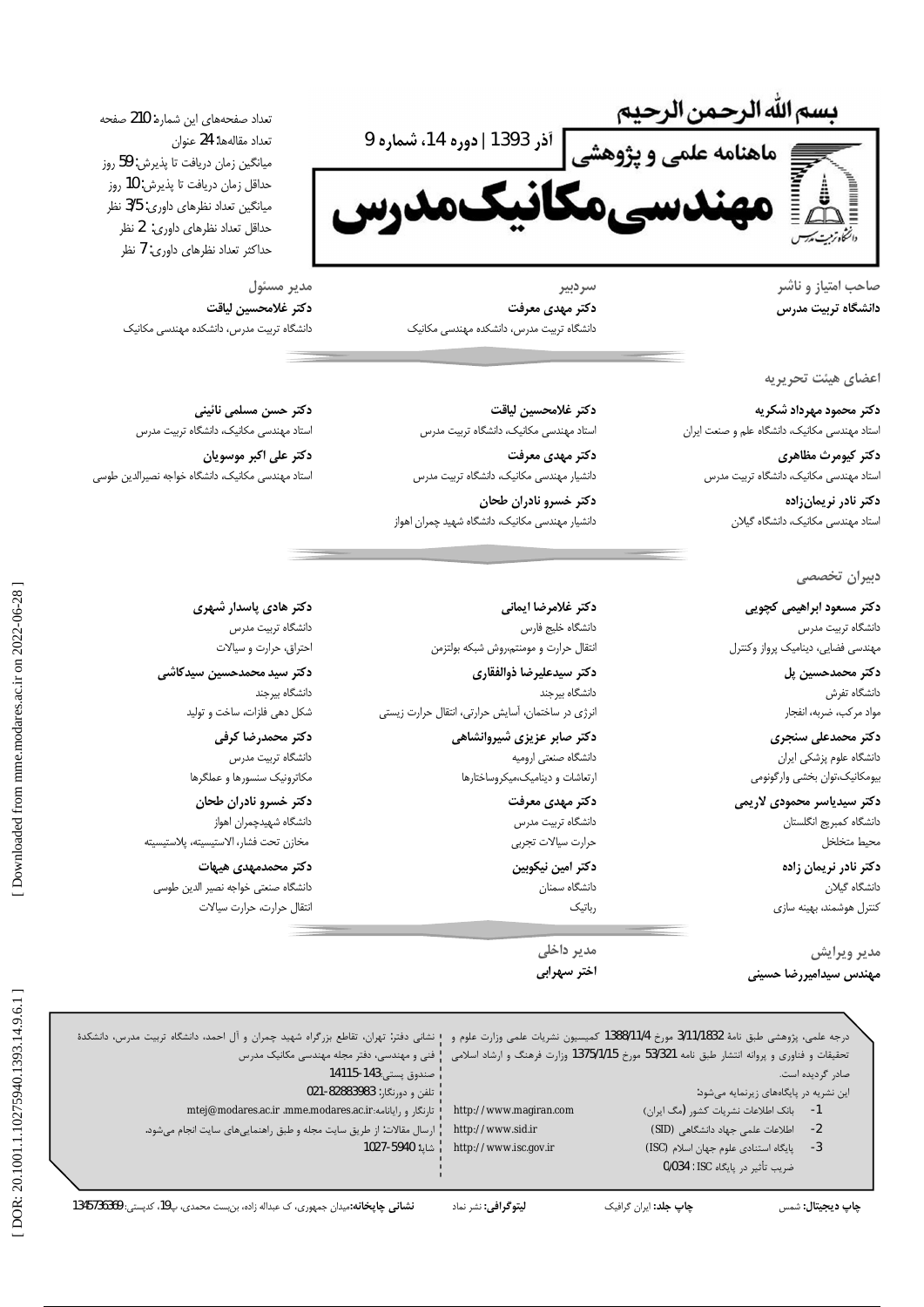بسم الله الرحمن الرحیم

# ماهنامه علمی و پژوهشی
# مهندسی مکانیک مدرس

آذر 1393 | دوره 14، شماره 9

تعداد صفحه‌های این شماره: 210 صفحه
تعداد مقاله‌ها: 24 عنوان
میانگین زمان دریافت تا پذیرش: 59 روز
حداقل زمان دریافت تا پذیرش: 10 روز
میانگین تعداد نظرهای داوری: 3/5 نظر
حداقل تعداد نظرهای داوری: 2 نظر
حداکثر تعداد نظرهای داوری: 7 نظر

**صاحب امتیاز و ناشر**
**دانشگاه تربیت مدرس**

**سردبیر**
**دکتر مهدی معرفت**
دانشگاه تربیت مدرس، دانشکده مهندسی مکانیک

**مدیر مسئول**
**دکتر غلامحسین لیاقت**
دانشگاه تربیت مدرس، دانشکده مهندسی مکانیک

## اعضای هیئت تحریریه

**دکتر محمود مهرداد شکریه**
استاد مهندسی مکانیک، دانشگاه علم و صنعت ایران

**دکتر کیومرث مظاهری**
استاد مهندسی مکانیک، دانشگاه تربیت مدرس

**دکتر نادر نریمان‌زاده**
استاد مهندسی مکانیک، دانشگاه گیلان

**دکتر غلامحسین لیاقت**
استاد مهندسی مکانیک، دانشگاه تربیت مدرس

**دکتر مهدی معرفت**
دانشیار مهندسی مکانیک، دانشگاه تربیت مدرس

**دکتر خسرو نادران طحان**
دانشیار مهندسی مکانیک، دانشگاه شهید چمران اهواز

**دکتر حسن مسلمی نائینی**
استاد مهندسی مکانیک، دانشگاه تربیت مدرس

**دکتر علی اکبر موسویان**
استاد مهندسی مکانیک، دانشگاه خواجه نصیرالدین طوسی

## دبیران تخصصی

**دکتر مسعود ابراهیمی کچویی**
دانشگاه تربیت مدرس
مهندسی فضایی، دینامیک پرواز وکنترل

**دکتر محمدحسین پل**
دانشگاه تفرش
مواد مرکب، ضربه، انفجار

**دکتر محمدعلی سنجری**
دانشگاه علوم پزشکی ایران
بیومکانیک،توان بخشی وارگونومی

**دکتر سیدیاسر محمودی لاریمی**
دانشگاه کمبریج انگلستان
محیط متخلخل

**دکتر نادر نریمان زاده**
دانشگاه گیلان
کنترل هوشمند، بهینه سازی

**دکتر غلامرضا ایمانی**
دانشگاه خلیج فارس
انتقال حرارت و مومنتم،روش شبکه بولتزمن

**دکتر سیدعلیرضا ذوالفقاری**
دانشگاه بیرجند
انرژی در ساختمان، آسایش حرارتی، انتقال حرارت زیستی

**دکتر صابر عزیزی شیروانشاهی**
دانشگاه صنعتی ارومیه
ارتعاشات و دینامیک،میکروساختارها

**دکتر مهدی معرفت**
دانشگاه تربیت مدرس
حرارت سیالات تجربی

**دکتر امین نیکوبین**
دانشگاه سمنان
رباتیک

**دکتر هادی پاسدار شهری**
دانشگاه تربیت مدرس
احتراق، حرارت و سیالات

**دکتر سید محمدحسین سیدکاشی**
دانشگاه بیرجند
شکل دهی فلزات، ساخت و تولید

**دکتر محمدرضا کرفی**
دانشگاه تربیت مدرس
مکاترونیک سنسورها و عملگرها

**دکتر خسرو نادران طحان**
دانشگاه شهیدچمران اهواز
مخازن تحت فشار، الاستیسیته، پلاستیسیته

**دکتر محمدمهدی هیهات**
دانشگاه صنعتی خواجه نصیر الدین طوسی
انتقال حرارت، حرارت سیالات

**مدیر ویرایش**
**مهندس سیدامیررضا حسینی**

**مدیر داخلی**
**اختر سهرابی**

درجه علمی، پژوهشی طبق نامهٔ 3/11/1832 مورخ 1388/11/4 کمیسیون نشریات علمی وزارت علوم و تحقیقات و فناوری و پروانه انتشار طبق نامه 53/321 مورخ 1375/1/15 وزارت فرهنگ و ارشاد اسلامی صادر گردیده است.

این نشریه در پایگاه‌های زیرنمایه می‌شود:

1- بانک اطلاعات نشریات کشور (مگ ایران) http://www.magiran.com
2- اطلاعات علمی جهاد دانشگاهی (SID) http://www.sid.ir
3- پایگاه استنادی علوم جهان اسلام (ISC) http://www.isc.gov.ir

ضریب تأثیر در پایگاه ISC : 0/034

نشانی دفتر: تهران، تقاطع بزرگراه شهید چمران و آل احمد، دانشگاه تربیت مدرس، دانشکدهٔ فنی و مهندسی، دفتر مجله مهندسی مکانیک مدرس
صندوق پستی: 143-14115
تلفن و دورنگار: 82883983-021
تارنگار و رایانامه: mme.modares.ac.ir ،mtej@modares.ac.ir
ارسال مقالات: از طریق سایت مجله و طبق راهنمایی‌های سایت انجام می‌شود.
شاپا: 5940-1027

**چاپ دیجیتال:** شمس **چاپ جلد:** ایران گرافیک **لیتوگرافی:** نشر نماد **نشانی چاپخانه:** میدان جمهوری، ک عبداله زاده، بن‌بست محمدی، پ19، کدپستی: 1345736369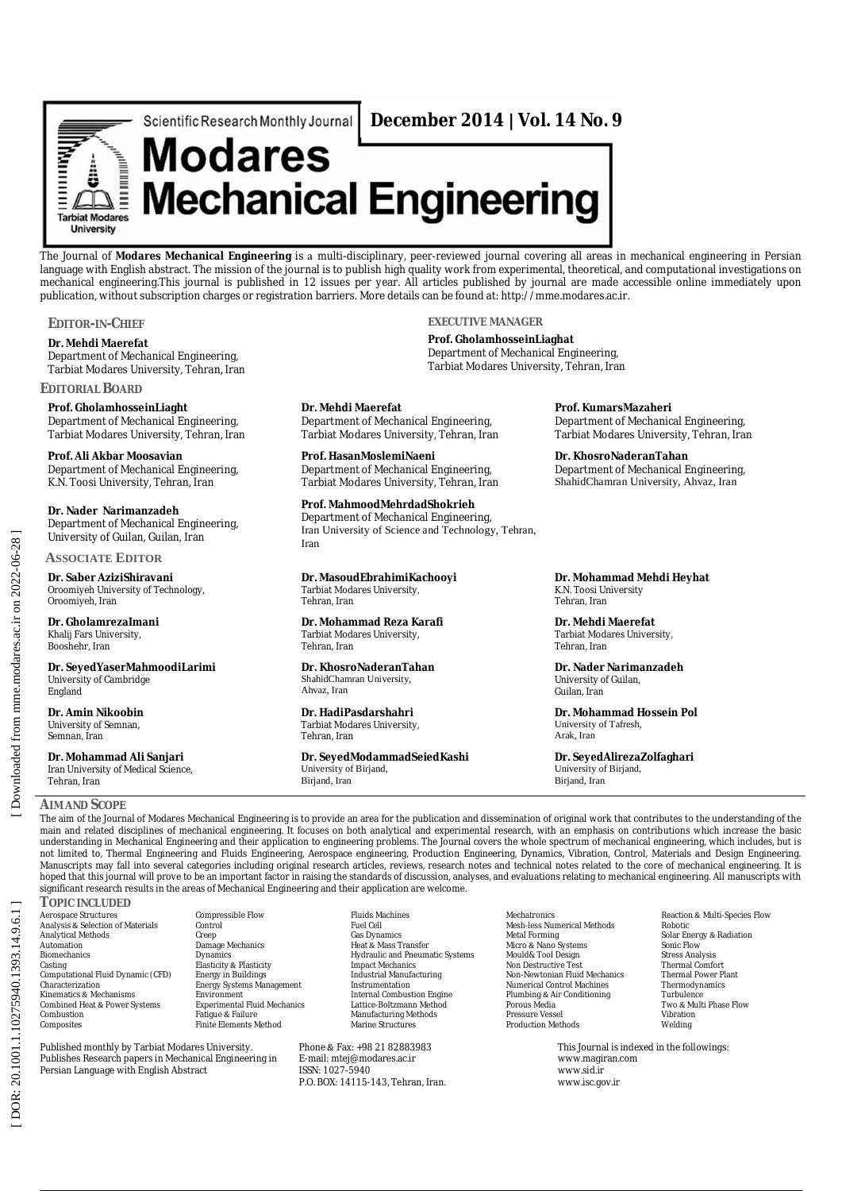Scientific Research Monthly Journal

**December 2014 | Vol. 14 No. 9**

# Modares Mechanical Engineering

Tarbiat Modares University

The Journal of **Modares Mechanical Engineering** is a multi-disciplinary, peer-reviewed journal covering all areas in mechanical engineering in Persian language with English abstract. The mission of the journal is to publish high quality work from experimental, theoretical, and computational investigations on mechanical engineering.This journal is published in 12 issues per year. All articles published by journal are made accessible online immediately upon publication, without subscription charges or registration barriers. More details can be found at: http://mme.modares.ac.ir.

## EDITOR-IN-CHIEF

**Dr. Mehdi Maerefat**
Department of Mechanical Engineering,
Tarbiat Modares University, Tehran, Iran

## EXECUTIVE MANAGER

**Prof. GholamhosseinLiaghat**
Department of Mechanical Engineering,
Tarbiat Modares University, Tehran, Iran

## EDITORIAL BOARD

**Prof. GholamhosseinLiaght**
Department of Mechanical Engineering,
Tarbiat Modares University, Tehran, Iran

**Dr. Mehdi Maerefat**
Department of Mechanical Engineering,
Tarbiat Modares University, Tehran, Iran

**Prof. KumarsMazaheri**
Department of Mechanical Engineering,
Tarbiat Modares University, Tehran, Iran

**Prof. Ali Akbar Moosavian**
Department of Mechanical Engineering,
K.N. Toosi University, Tehran, Iran

**Prof. HasanMoslemiNaeni**
Department of Mechanical Engineering,
Tarbiat Modares University, Tehran, Iran

**Dr. KhosroNaderanTahan**
Department of Mechanical Engineering,
ShahidChamran University, Ahvaz, Iran

**Dr. Nader Narimanzadeh**
Department of Mechanical Engineering,
University of Guilan, Guilan, Iran

**Prof. MahmoodMehrdadShokrieh**
Department of Mechanical Engineering,
Iran University of Science and Technology, Tehran, Iran

## ASSOCIATE EDITOR

**Dr. Saber AziziShiravani**
Oroomiyeh University of Technology,
Oroomiyeh, Iran

**Dr. MasoudEbrahimiKachooyi**
Tarbiat Modares University,
Tehran, Iran

**Dr. Mohammad Mehdi Heyhat**
K.N. Toosi University
Tehran, Iran

**Dr. GholamrezaImani**
Khalij Fars University,
Booshehr, Iran

**Dr. Mohammad Reza Karafi**
Tarbiat Modares University,
Tehran, Iran

**Dr. Mehdi Maerefat**
Tarbiat Modares University,
Tehran, Iran

**Dr. SeyedYaserMahmoodiLarimi**
University of Cambridge
England

**Dr. KhosroNaderanTahan**
ShahidChamran University,
Ahvaz, Iran

**Dr. Nader Narimanzadeh**
University of Guilan,
Guilan, Iran

**Dr. Amin Nikoobin**
University of Semnan,
Semnan, Iran

**Dr. HadiPasdarshahri**
Tarbiat Modares University,
Tehran, Iran

**Dr. Mohammad Hossein Pol**
University of Tafresh,
Arak, Iran

**Dr. Mohammad Ali Sanjari**
Iran University of Medical Science,
Tehran, Iran

**Dr. SeyedModammadSeiedKashi**
University of Birjand,
Birjand, Iran

**Dr. SeyedAlirezaZolfaghari**
University of Birjand,
Birjand, Iran

## AIM AND SCOPE

The aim of the Journal of Modares Mechanical Engineering is to provide an area for the publication and dissemination of original work that contributes to the understanding of the main and related disciplines of mechanical engineering. It focuses on both analytical and experimental research, with an emphasis on contributions which increase the basic understanding in Mechanical Engineering and their application to engineering problems. The Journal covers the whole spectrum of mechanical engineering, which includes, but is not limited to, Thermal Engineering and Fluids Engineering, Aerospace engineering, Production Engineering, Dynamics, Vibration, Control, Materials and Design Engineering. Manuscripts may fall into several categories including original research articles, reviews, research notes and technical notes related to the core of mechanical engineering. It is hoped that this journal will prove to be an important factor in raising the standards of discussion, analyses, and evaluations relating to mechanical engineering. All manuscripts with significant research results in the areas of Mechanical Engineering and their application are welcome.

## TOPIC INCLUDED

Aerospace Structures
Analysis & Selection of Materials
Analytical Methods
Automation
Biomechanics
Casting
Computational Fluid Dynamic (CFD)
Characterization
Kinematics & Mechanisms
Combined Heat & Power Systems
Combustion
Composites
Compressible Flow
Control
Creep
Damage Mechanics
Dynamics
Elasticity & Plasticity
Energy in Buildings
Energy Systems Management
Environment
Experimental Fluid Mechanics
Fatigue & Failure
Finite Elements Method
Fluids Machines
Fuel Cell
Gas Dynamics
Heat & Mass Transfer
Hydraulic and Pneumatic Systems
Impact Mechanics
Industrial Manufacturing
Instrumentation
Internal Combustion Engine
Lattice-Boltzmann Method
Manufacturing Methods
Marine Structures
Mechatronics
Mesh-less Numerical Methods
Metal Forming
Micro & Nano Systems
Mould& Tool Design
Non Destructive Test
Non-Newtonian Fluid Mechanics
Numerical Control Machines
Plumbing & Air Conditioning
Porous Media
Pressure Vessel
Production Methods
Reaction & Multi-Species Flow
Robotic
Solar Energy & Radiation
Sonic Flow
Stress Analysis
Thermal Comfort
Thermal Power Plant
Thermodynamics
Turbulence
Two & Multi Phase Flow
Vibration
Welding

Published monthly by Tarbiat Modares University.
Publishes Research papers in Mechanical Engineering in Persian Language with English Abstract

Phone & Fax: +98 21 82883983
E-mail: mtej@modares.ac.ir
ISSN: 1027-5940
P.O. BOX: 14115-143, Tehran, Iran.

This Journal is indexed in the followings:
www.magiran.com
www.sid.ir
www.isc.gov.ir